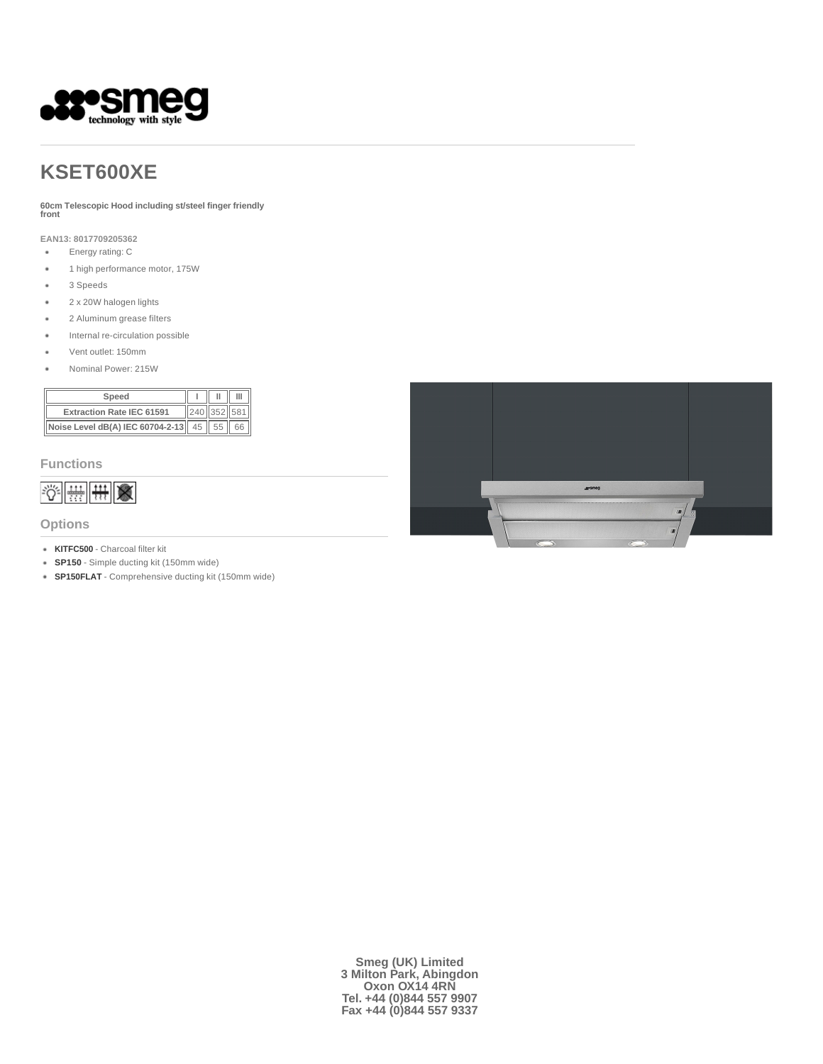# KSET600XE

**60cm Telescopic Hood including st/steel finger friendly front**

**EAN13: 8017709205362**

- Energy rating: C
- 1 high performance motor, 175W
- 3 Speeds
- 2 x 20W halogen lights
- 2 Aluminum grease filters
- Internal re-circulation possible
- Vent outlet: 150mm
- Nominal Power: 215W

| Speed | I | II | III |
|---|---|---|---|
| Extraction Rate IEC 61591 | 240 | 352 | 581 |
| Noise Level dB(A) IEC 60704-2-13 | 45 | 55 | 66 |

## Functions

## Options

- **KITFC500** - Charcoal filter kit
- **SP150** - Simple ducting kit (150mm wide)
- **SP150FLAT** - Comprehensive ducting kit (150mm wide)

**Smeg (UK) Limited**
**3 Milton Park, Abingdon**
**Oxon OX14 4RN**
**Tel. +44 (0)844 557 9907**
**Fax +44 (0)844 557 9337**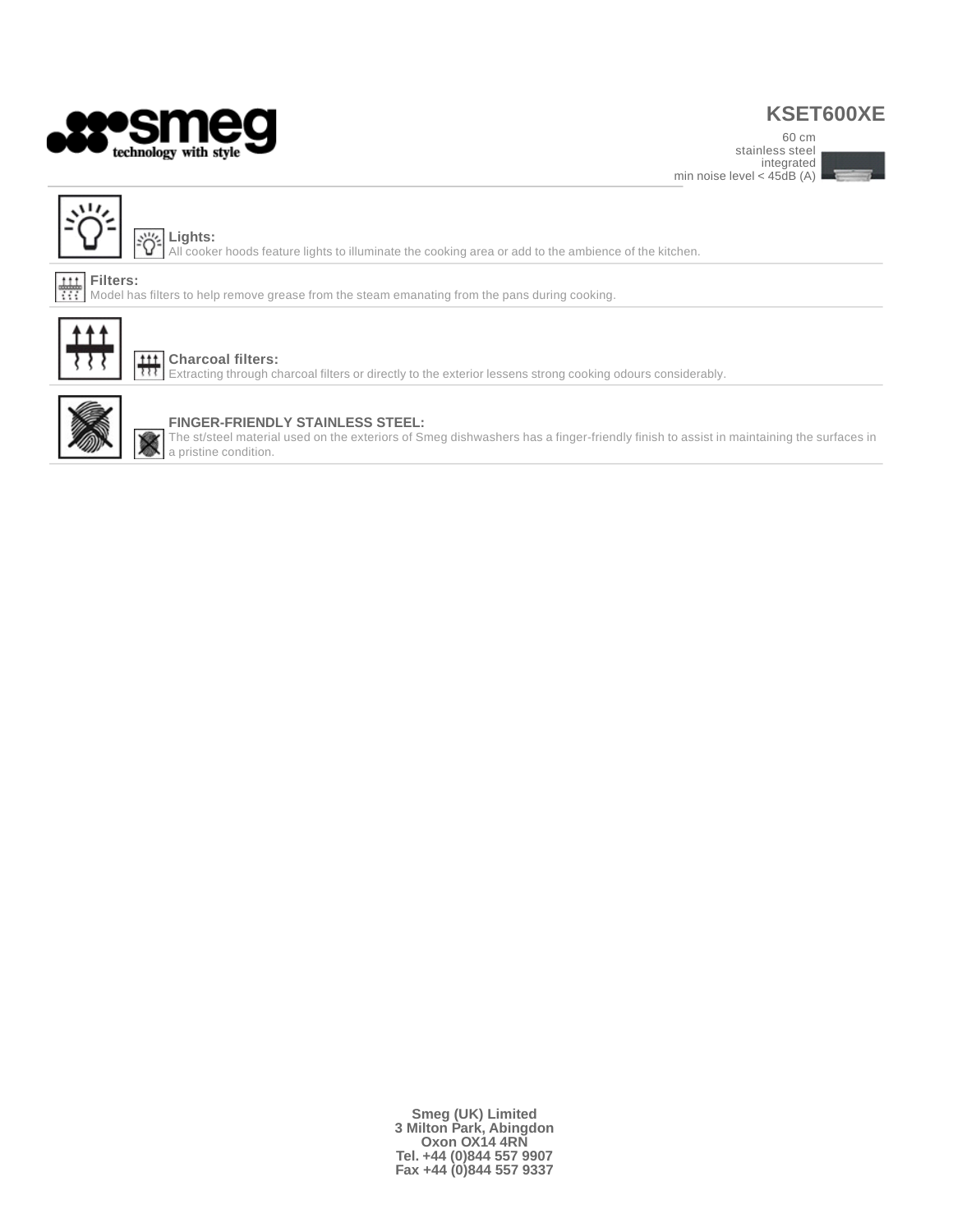# KSET600XE

60 cm
stainless steel
integrated
min noise level < 45dB (A)

**Lights:**
All cooker hoods feature lights to illuminate the cooking area or add to the ambience of the kitchen.

**Filters:**
Model has filters to help remove grease from the steam emanating from the pans during cooking.

**Charcoal filters:**
Extracting through charcoal filters or directly to the exterior lessens strong cooking odours considerably.

**FINGER-FRIENDLY STAINLESS STEEL:**
The st/steel material used on the exteriors of Smeg dishwashers has a finger-friendly finish to assist in maintaining the surfaces in a pristine condition.

**Smeg (UK) Limited**
**3 Milton Park, Abingdon**
**Oxon OX14 4RN**
**Tel. +44 (0)844 557 9907**
**Fax +44 (0)844 557 9337**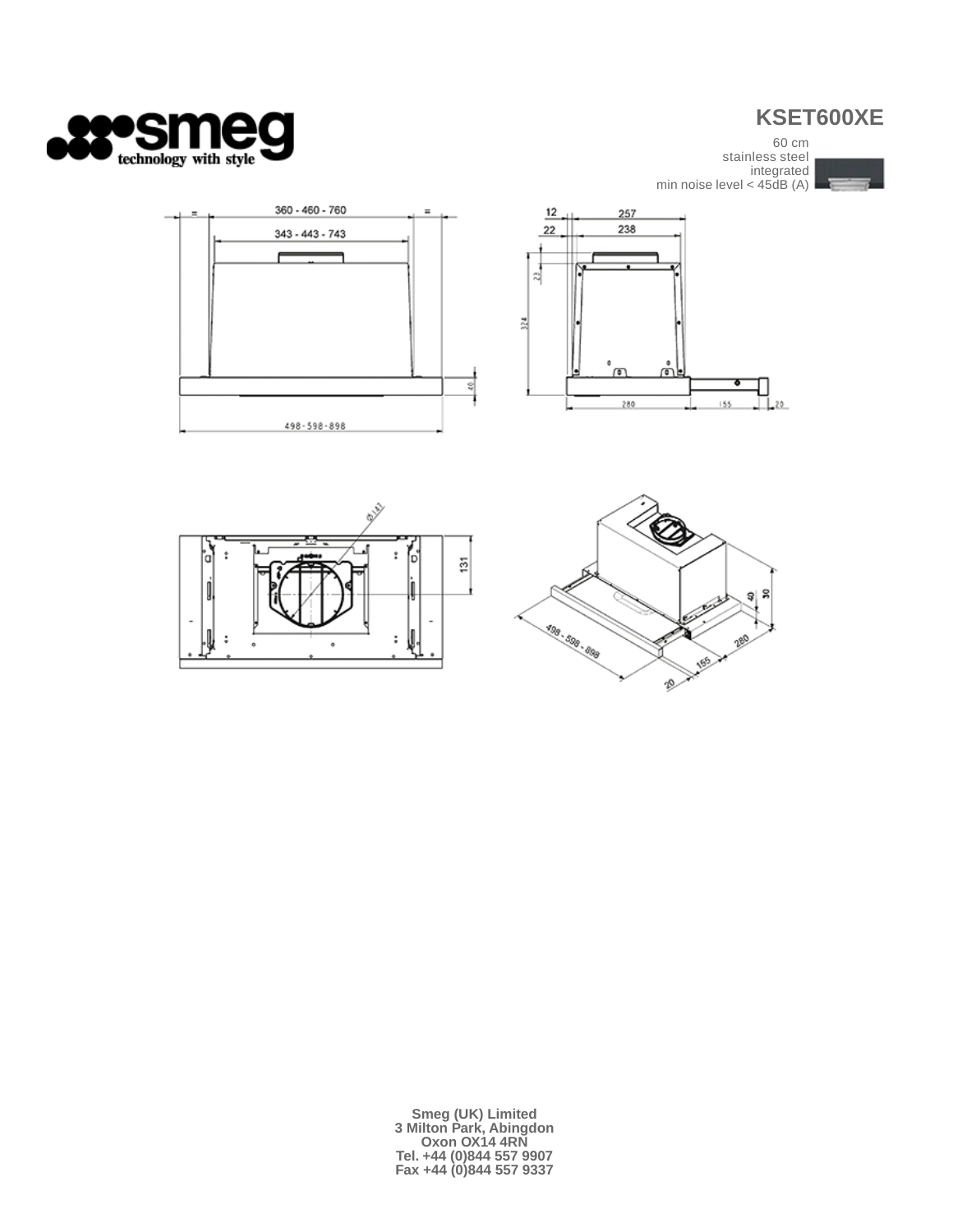# KSET600XE

60 cm
stainless steel
integrated
min noise level < 45dB (A)

360 - 460 - 760

343 - 443 - 743

40

498 - 598 - 898

12

257

22

238

23

324

280

155

20

Ø 147

131

40

30

280

155

20

498 - 598 - 898

**Smeg (UK) Limited**
**3 Milton Park, Abingdon**
**Oxon OX14 4RN**
**Tel. +44 (0)844 557 9907**
**Fax +44 (0)844 557 9337**